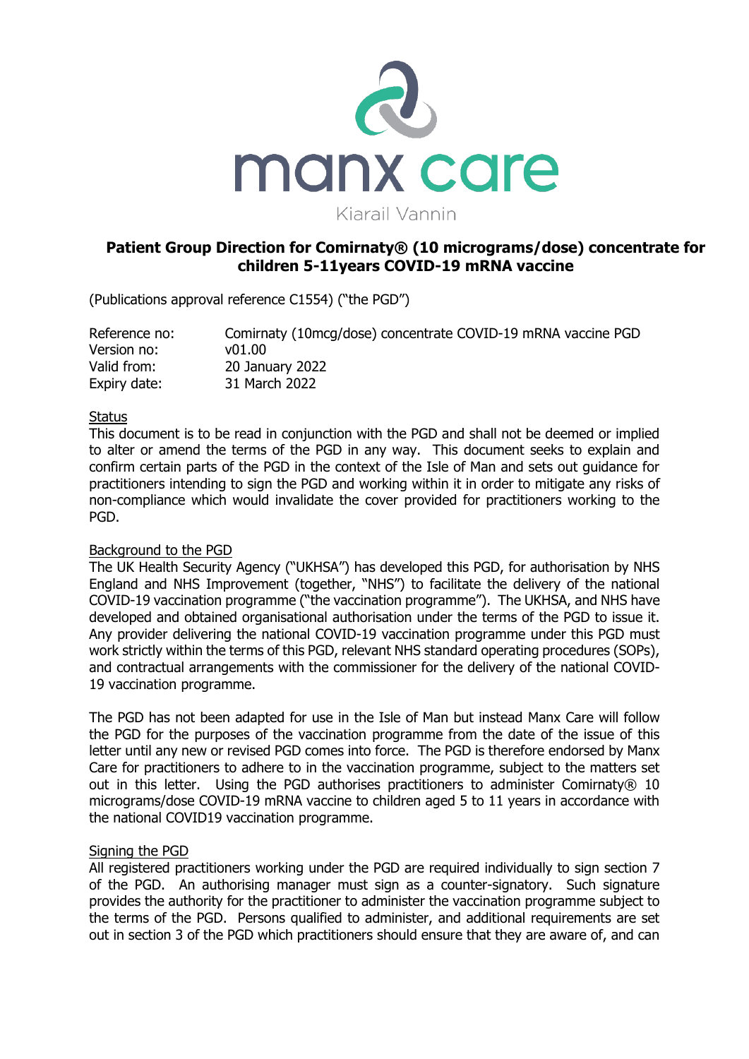manx care

Kiarail Vannin

# Patient Group Direction for Comirnaty® (10 micrograms/dose) concentrate for children 5-11years COVID-19 mRNA vaccine

(Publications approval reference C1554) ("the PGD")

| | |
|---|---|
| Reference no: | Comirnaty (10mcg/dose) concentrate COVID-19 mRNA vaccine PGD |
| Version no: | v01.00 |
| Valid from: | 20 January 2022 |
| Expiry date: | 31 March 2022 |

## Status

This document is to be read in conjunction with the PGD and shall not be deemed or implied to alter or amend the terms of the PGD in any way. This document seeks to explain and confirm certain parts of the PGD in the context of the Isle of Man and sets out guidance for practitioners intending to sign the PGD and working within it in order to mitigate any risks of non-compliance which would invalidate the cover provided for practitioners working to the PGD.

## Background to the PGD

The UK Health Security Agency ("UKHSA") has developed this PGD, for authorisation by NHS England and NHS Improvement (together, "NHS") to facilitate the delivery of the national COVID-19 vaccination programme ("the vaccination programme"). The UKHSA, and NHS have developed and obtained organisational authorisation under the terms of the PGD to issue it. Any provider delivering the national COVID-19 vaccination programme under this PGD must work strictly within the terms of this PGD, relevant NHS standard operating procedures (SOPs), and contractual arrangements with the commissioner for the delivery of the national COVID-19 vaccination programme.

The PGD has not been adapted for use in the Isle of Man but instead Manx Care will follow the PGD for the purposes of the vaccination programme from the date of the issue of this letter until any new or revised PGD comes into force. The PGD is therefore endorsed by Manx Care for practitioners to adhere to in the vaccination programme, subject to the matters set out in this letter. Using the PGD authorises practitioners to administer Comirnaty® 10 micrograms/dose COVID-19 mRNA vaccine to children aged 5 to 11 years in accordance with the national COVID19 vaccination programme.

## Signing the PGD

All registered practitioners working under the PGD are required individually to sign section 7 of the PGD. An authorising manager must sign as a counter-signatory. Such signature provides the authority for the practitioner to administer the vaccination programme subject to the terms of the PGD. Persons qualified to administer, and additional requirements are set out in section 3 of the PGD which practitioners should ensure that they are aware of, and can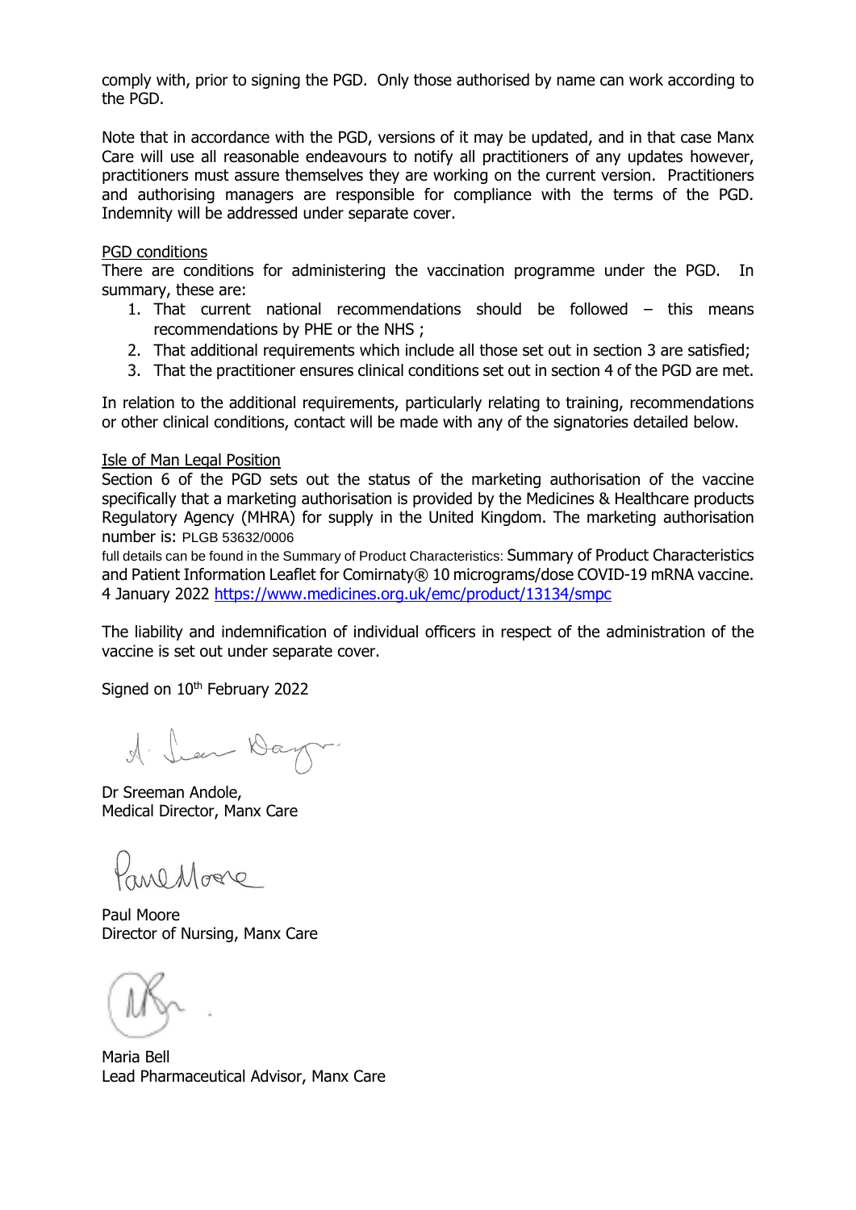comply with, prior to signing the PGD. Only those authorised by name can work according to the PGD.

Note that in accordance with the PGD, versions of it may be updated, and in that case Manx Care will use all reasonable endeavours to notify all practitioners of any updates however, practitioners must assure themselves they are working on the current version. Practitioners and authorising managers are responsible for compliance with the terms of the PGD. Indemnity will be addressed under separate cover.

<u>PGD conditions</u>

There are conditions for administering the vaccination programme under the PGD. In summary, these are:

1. That current national recommendations should be followed – this means recommendations by PHE or the NHS ;
2. That additional requirements which include all those set out in section 3 are satisfied;
3. That the practitioner ensures clinical conditions set out in section 4 of the PGD are met.

In relation to the additional requirements, particularly relating to training, recommendations or other clinical conditions, contact will be made with any of the signatories detailed below.

<u>Isle of Man Legal Position</u>

Section 6 of the PGD sets out the status of the marketing authorisation of the vaccine specifically that a marketing authorisation is provided by the Medicines & Healthcare products Regulatory Agency (MHRA) for supply in the United Kingdom. The marketing authorisation number is: PLGB 53632/0006

full details can be found in the Summary of Product Characteristics: Summary of Product Characteristics and Patient Information Leaflet for Comirnaty® 10 micrograms/dose COVID-19 mRNA vaccine. 4 January 2022 [https://www.medicines.org.uk/emc/product/13134/smpc](https://www.medicines.org.uk/emc/product/13134/smpc)

The liability and indemnification of individual officers in respect of the administration of the vaccine is set out under separate cover.

Signed on 10th February 2022

Dr Sreeman Andole,
Medical Director, Manx Care

Paul Moore
Director of Nursing, Manx Care

Maria Bell
Lead Pharmaceutical Advisor, Manx Care